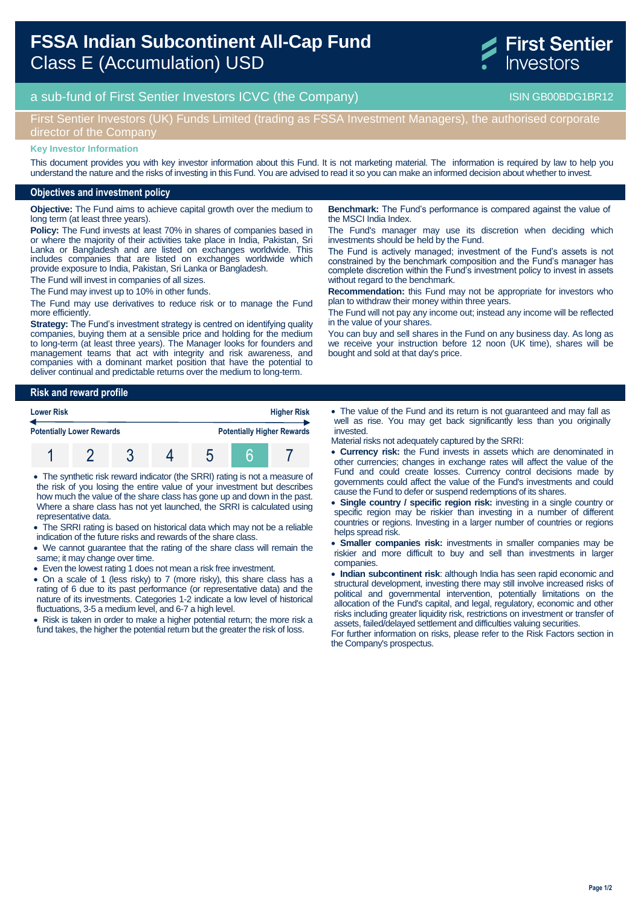# FSSA Indian Subcontinent All-Cap Fund
## Class E (Accumulation) USD

First Sentier Investors

a sub-fund of First Sentier Investors ICVC (the Company) — ISIN GB00BDG1BR12

First Sentier Investors (UK) Funds Limited (trading as FSSA Investment Managers), the authorised corporate director of the Company

**Key Investor Information**

This document provides you with key investor information about this Fund. It is not marketing material. The information is required by law to help you understand the nature and the risks of investing in this Fund. You are advised to read it so you can make an informed decision about whether to invest.

## Objectives and investment policy

**Objective:** The Fund aims to achieve capital growth over the medium to long term (at least three years).

**Policy:** The Fund invests at least 70% in shares of companies based in or where the majority of their activities take place in India, Pakistan, Sri Lanka or Bangladesh and are listed on exchanges worldwide. This includes companies that are listed on exchanges worldwide which provide exposure to India, Pakistan, Sri Lanka or Bangladesh.

The Fund will invest in companies of all sizes.

The Fund may invest up to 10% in other funds.

The Fund may use derivatives to reduce risk or to manage the Fund more efficiently.

**Strategy:** The Fund's investment strategy is centred on identifying quality companies, buying them at a sensible price and holding for the medium to long-term (at least three years). The Manager looks for founders and management teams that act with integrity and risk awareness, and companies with a dominant market position that have the potential to deliver continual and predictable returns over the medium to long-term.

**Benchmark:** The Fund's performance is compared against the value of the MSCI India Index.

The Fund's manager may use its discretion when deciding which investments should be held by the Fund.

The Fund is actively managed; investment of the Fund's assets is not constrained by the benchmark composition and the Fund's manager has complete discretion within the Fund's investment policy to invest in assets without regard to the benchmark.

**Recommendation:** this Fund may not be appropriate for investors who plan to withdraw their money within three years.

The Fund will not pay any income out; instead any income will be reflected in the value of your shares.

You can buy and sell shares in the Fund on any business day. As long as we receive your instruction before 12 noon (UK time), shares will be bought and sold at that day's price.

## Risk and reward profile

| Lower Risk | | | | | | Higher Risk |
|---|---|---|---|---|---|---|
| Potentially Lower Rewards | | | | | | Potentially Higher Rewards |
| 1 | 2 | 3 | 4 | 5 | **6** | 7 |

- The synthetic risk reward indicator (the SRRI) rating is not a measure of the risk of you losing the entire value of your investment but describes how much the value of the share class has gone up and down in the past. Where a share class has not yet launched, the SRRI is calculated using representative data.
- The SRRI rating is based on historical data which may not be a reliable indication of the future risks and rewards of the share class.
- We cannot guarantee that the rating of the share class will remain the same; it may change over time.
- Even the lowest rating 1 does not mean a risk free investment.
- On a scale of 1 (less risky) to 7 (more risky), this share class has a rating of 6 due to its past performance (or representative data) and the nature of its investments. Categories 1-2 indicate a low level of historical fluctuations, 3-5 a medium level, and 6-7 a high level.
- Risk is taken in order to make a higher potential return; the more risk a fund takes, the higher the potential return but the greater the risk of loss.
- The value of the Fund and its return is not guaranteed and may fall as well as rise. You may get back significantly less than you originally invested.

Material risks not adequately captured by the SRRI:

- **Currency risk:** the Fund invests in assets which are denominated in other currencies; changes in exchange rates will affect the value of the Fund and could create losses. Currency control decisions made by governments could affect the value of the Fund's investments and could cause the Fund to defer or suspend redemptions of its shares.
- **Single country / specific region risk:** investing in a single country or specific region may be riskier than investing in a number of different countries or regions. Investing in a larger number of countries or regions helps spread risk.
- **Smaller companies risk:** investments in smaller companies may be riskier and more difficult to buy and sell than investments in larger companies.
- **Indian subcontinent risk**: although India has seen rapid economic and structural development, investing there may still involve increased risks of political and governmental intervention, potentially limitations on the allocation of the Fund's capital, and legal, regulatory, economic and other risks including greater liquidity risk, restrictions on investment or transfer of assets, failed/delayed settlement and difficulties valuing securities.

For further information on risks, please refer to the Risk Factors section in the Company's prospectus.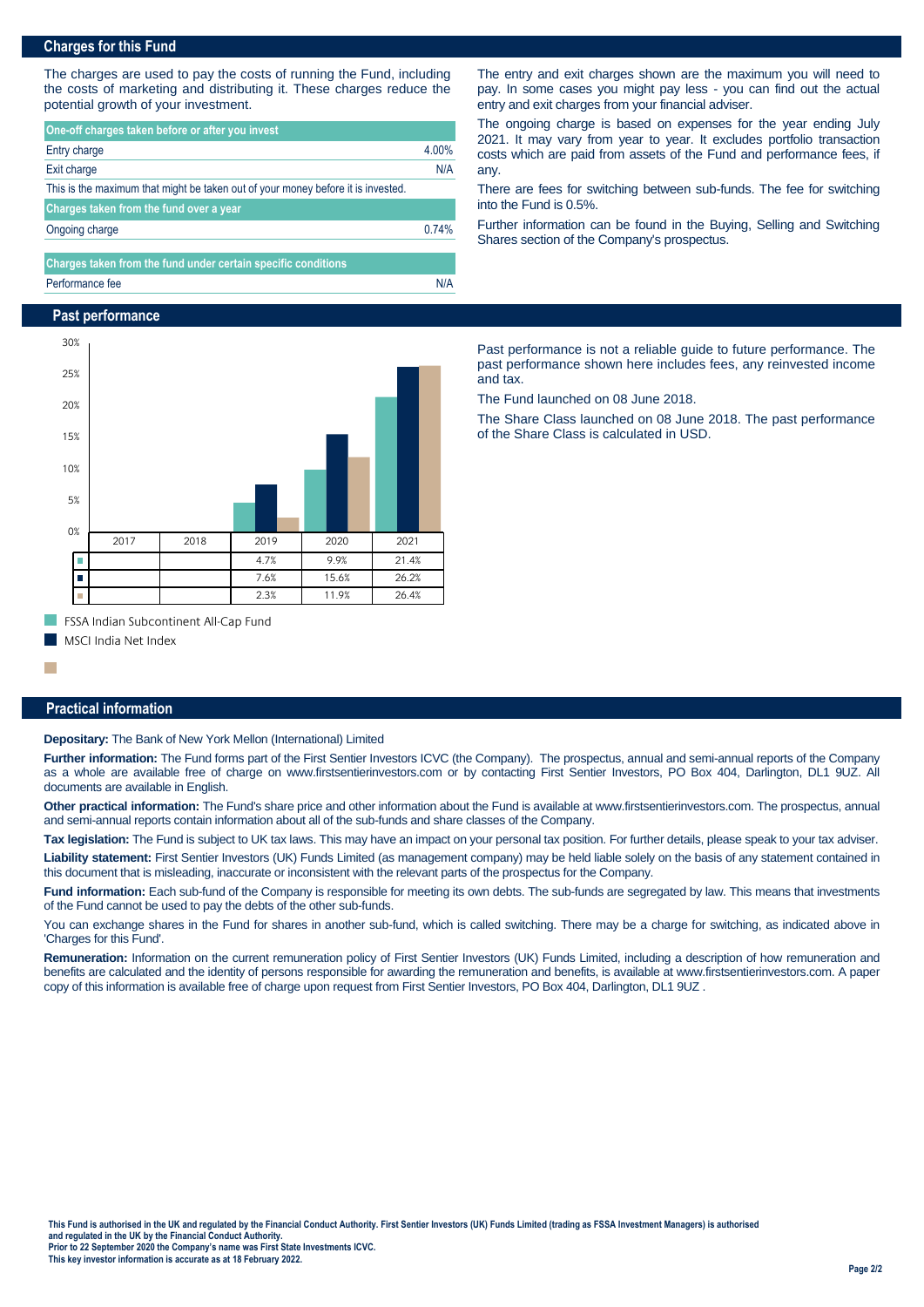## Charges for this Fund

The charges are used to pay the costs of running the Fund, including the costs of marketing and distributing it. These charges reduce the potential growth of your investment.

| One-off charges taken before or after you invest | |
|---|---|
| Entry charge | 4.00% |
| Exit charge | N/A |
| This is the maximum that might be taken out of your money before it is invested. | |
| **Charges taken from the fund over a year** | |
| Ongoing charge | 0.74% |
| **Charges taken from the fund under certain specific conditions** | |
| Performance fee | N/A |

The entry and exit charges shown are the maximum you will need to pay. In some cases you might pay less - you can find out the actual entry and exit charges from your financial adviser.

The ongoing charge is based on expenses for the year ending July 2021. It may vary from year to year. It excludes portfolio transaction costs which are paid from assets of the Fund and performance fees, if any.

There are fees for switching between sub-funds. The fee for switching into the Fund is 0.5%.

Further information can be found in the Buying, Selling and Switching Shares section of the Company's prospectus.

## Past performance

30%
25%
20%
15%
10%
5%
0%

2017 2018 2019 2020 2021

4.7% 9.9% 21.4%
7.6% 15.6% 26.2%
2.3% 11.9% 26.4%

FSSA Indian Subcontinent All-Cap Fund
MSCI India Net Index

Past performance is not a reliable guide to future performance. The past performance shown here includes fees, any reinvested income and tax.

The Fund launched on 08 June 2018.

The Share Class launched on 08 June 2018. The past performance of the Share Class is calculated in USD.

## Practical information

**Depositary:** The Bank of New York Mellon (International) Limited

**Further information:** The Fund forms part of the First Sentier Investors ICVC (the Company). The prospectus, annual and semi-annual reports of the Company as a whole are available free of charge on www.firstsentierinvestors.com or by contacting First Sentier Investors, PO Box 404, Darlington, DL1 9UZ. All documents are available in English.

**Other practical information:** The Fund's share price and other information about the Fund is available at www.firstsentierinvestors.com. The prospectus, annual and semi-annual reports contain information about all of the sub-funds and share classes of the Company.

**Tax legislation:** The Fund is subject to UK tax laws. This may have an impact on your personal tax position. For further details, please speak to your tax adviser.

**Liability statement:** First Sentier Investors (UK) Funds Limited (as management company) may be held liable solely on the basis of any statement contained in this document that is misleading, inaccurate or inconsistent with the relevant parts of the prospectus for the Company.

**Fund information:** Each sub-fund of the Company is responsible for meeting its own debts. The sub-funds are segregated by law. This means that investments of the Fund cannot be used to pay the debts of the other sub-funds.

You can exchange shares in the Fund for shares in another sub-fund, which is called switching. There may be a charge for switching, as indicated above in 'Charges for this Fund'.

**Remuneration:** Information on the current remuneration policy of First Sentier Investors (UK) Funds Limited, including a description of how remuneration and benefits are calculated and the identity of persons responsible for awarding the remuneration and benefits, is available at www.firstsentierinvestors.com. A paper copy of this information is available free of charge upon request from First Sentier Investors, PO Box 404, Darlington, DL1 9UZ .

**This Fund is authorised in the UK and regulated by the Financial Conduct Authority. First Sentier Investors (UK) Funds Limited (trading as FSSA Investment Managers) is authorised and regulated in the UK by the Financial Conduct Authority.**
**Prior to 22 September 2020 the Company's name was First State Investments ICVC.**
**This key investor information is accurate as at 18 February 2022.**